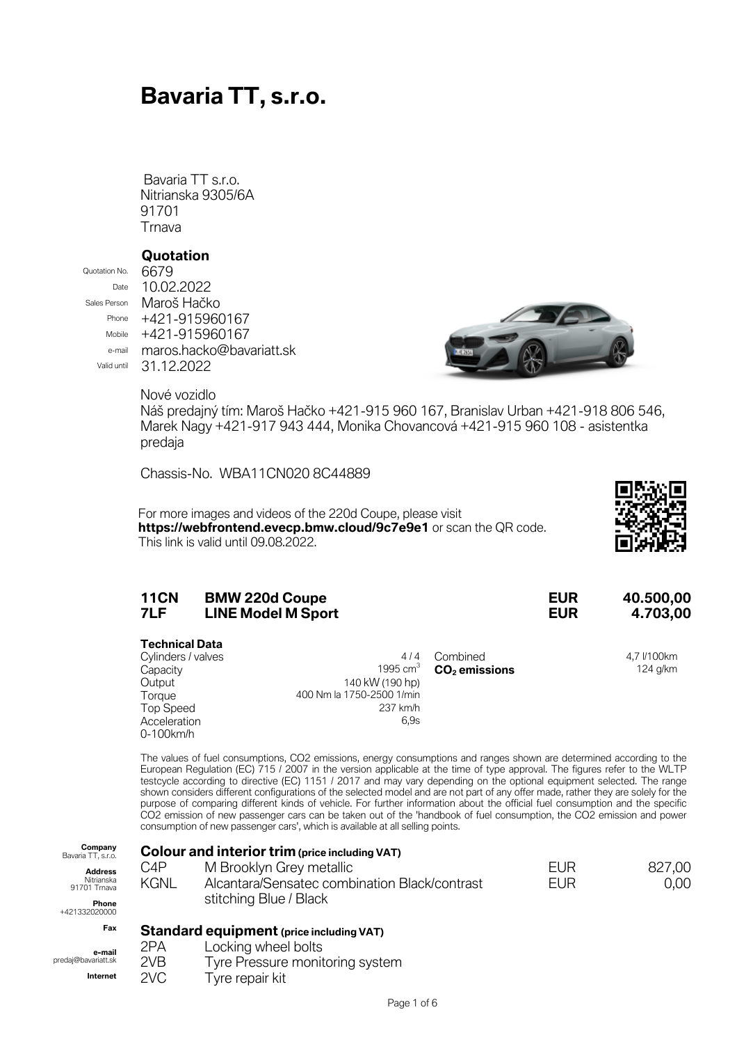# Bavaria TT, s.r.o.

Bavaria TT s.r.o.
Nitrianska 9305/6A
91701
Trnava

## Quotation

| | |
|---|---|
| Quotation No. | 6679 |
| Date | 10.02.2022 |
| Sales Person | Maroš Hačko |
| Phone | +421-915960167 |
| Mobile | +421-915960167 |
| e-mail | maros.hacko@bavariatt.sk |
| Valid until | 31.12.2022 |

Nové vozidlo
Náš predajný tím: Maroš Hačko +421-915 960 167, Branislav Urban +421-918 806 546, Marek Nagy +421-917 943 444, Monika Chovancová +421-915 960 108 - asistentka predaja

Chassis-No. WBA11CN020 8C44889

For more images and videos of the 220d Coupe, please visit **https://webfrontend.evecp.bmw.cloud/9c7e9e1** or scan the QR code.
This link is valid until 09.08.2022.

| | | | |
|---|---|---|---|
| **11CN** | **BMW 220d Coupe** | **EUR** | **40.500,00** |
| **7LF** | **LINE Model M Sport** | **EUR** | **4.703,00** |

### Technical Data

| | | | |
|---|---|---|---|
| Cylinders / valves | 4 / 4 | Combined | 4,7 l/100km |
| Capacity | 1995 $cm^3$ | **$CO_2$ emissions** | 124 g/km |
| Output | 140 kW (190 hp) | | |
| Torque | 400 Nm la 1750-2500 1/min | | |
| Top Speed | 237 km/h | | |
| Acceleration 0-100km/h | 6,9s | | |

The values of fuel consumptions, CO2 emissions, energy consumptions and ranges shown are determined according to the European Regulation (EC) 715 / 2007 in the version applicable at the time of type approval. The figures refer to the WLTP testcycle according to directive (EC) 1151 / 2017 and may vary depending on the optional equipment selected. The range shown considers different configurations of the selected model and are not part of any offer made, rather they are solely for the purpose of comparing different kinds of vehicle. For further information about the official fuel consumption and the specific CO2 emission of new passenger cars can be taken out of the 'handbook of fuel consumption, the CO2 emission and power consumption of new passenger cars', which is available at all selling points.

**Company** Bavaria TT, s.r.o.
**Address** Nitrianska 91701 Trnava
**Phone** +421332020000
**Fax**
**e-mail** predaj@bavariatt.sk
**Internet**

### Colour and interior trim (price including VAT)

| | | | |
|---|---|---|---|
| C4P | M Brooklyn Grey metallic | EUR | 827,00 |
| KGNL | Alcantara/Sensatec combination Black/contrast stitching Blue / Black | EUR | 0,00 |

### Standard equipment (price including VAT)

| | |
|---|---|
| 2PA | Locking wheel bolts |
| 2VB | Tyre Pressure monitoring system |
| 2VC | Tyre repair kit |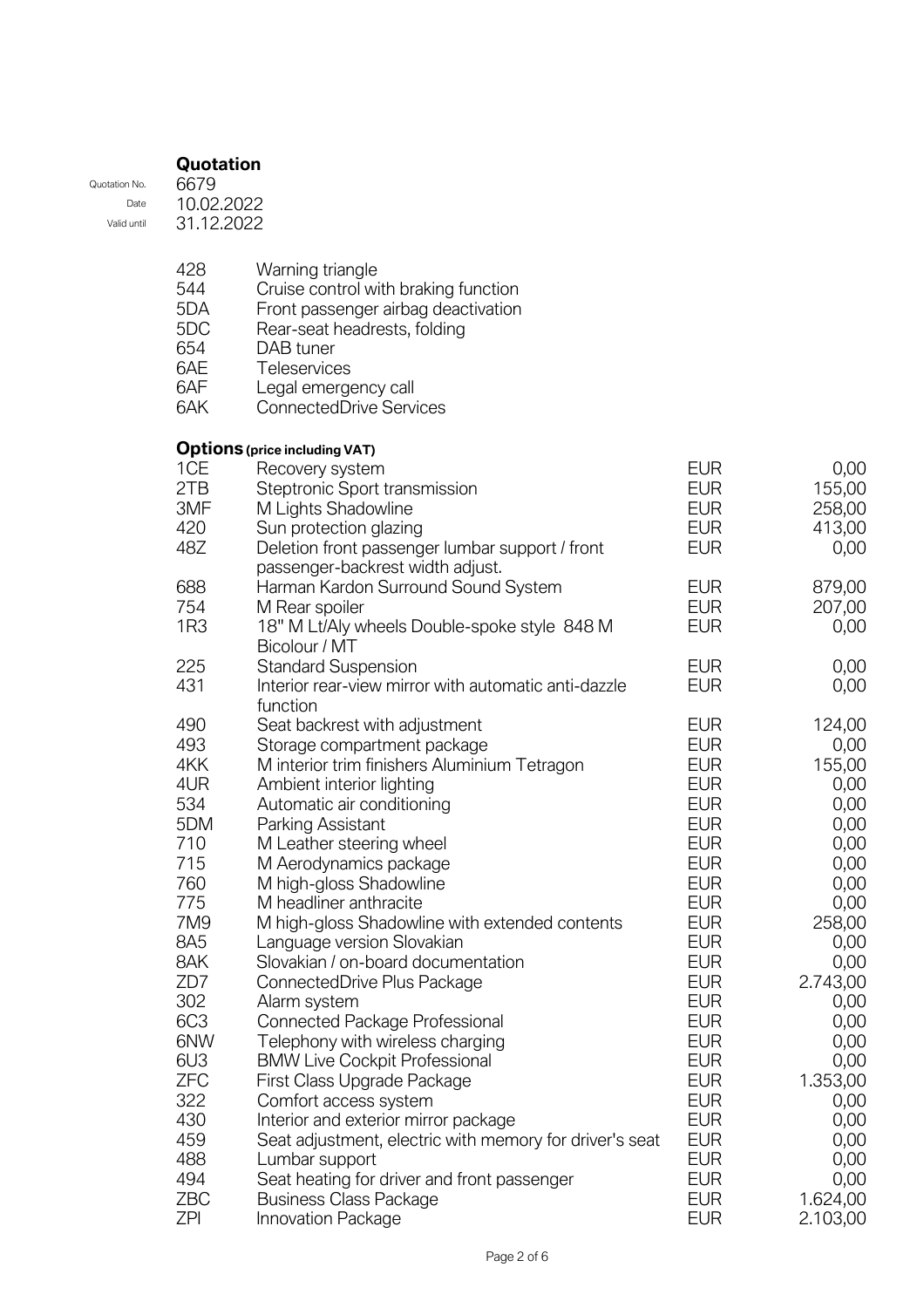## Quotation

| | |
|---|---|
| Quotation No. | 6679 |
| Date | 10.02.2022 |
| Valid until | 31.12.2022 |

| | |
|---|---|
| 428 | Warning triangle |
| 544 | Cruise control with braking function |
| 5DA | Front passenger airbag deactivation |
| 5DC | Rear-seat headrests, folding |
| 654 | DAB tuner |
| 6AE | Teleservices |
| 6AF | Legal emergency call |
| 6AK | ConnectedDrive Services |

### Options (price including VAT)

| Code | Description | Currency | Price |
|---|---|---|---|
| 1CE | Recovery system | EUR | 0,00 |
| 2TB | Steptronic Sport transmission | EUR | 155,00 |
| 3MF | M Lights Shadowline | EUR | 258,00 |
| 420 | Sun protection glazing | EUR | 413,00 |
| 48Z | Deletion front passenger lumbar support / front passenger-backrest width adjust. | EUR | 0,00 |
| 688 | Harman Kardon Surround Sound System | EUR | 879,00 |
| 754 | M Rear spoiler | EUR | 207,00 |
| 1R3 | 18" M Lt/Aly wheels Double-spoke style 848 M Bicolour / MT | EUR | 0,00 |
| 225 | Standard Suspension | EUR | 0,00 |
| 431 | Interior rear-view mirror with automatic anti-dazzle function | EUR | 0,00 |
| 490 | Seat backrest with adjustment | EUR | 124,00 |
| 493 | Storage compartment package | EUR | 0,00 |
| 4KK | M interior trim finishers Aluminium Tetragon | EUR | 155,00 |
| 4UR | Ambient interior lighting | EUR | 0,00 |
| 534 | Automatic air conditioning | EUR | 0,00 |
| 5DM | Parking Assistant | EUR | 0,00 |
| 710 | M Leather steering wheel | EUR | 0,00 |
| 715 | M Aerodynamics package | EUR | 0,00 |
| 760 | M high-gloss Shadowline | EUR | 0,00 |
| 775 | M headliner anthracite | EUR | 0,00 |
| 7M9 | M high-gloss Shadowline with extended contents | EUR | 258,00 |
| 8A5 | Language version Slovakian | EUR | 0,00 |
| 8AK | Slovakian / on-board documentation | EUR | 0,00 |
| ZD7 | ConnectedDrive Plus Package | EUR | 2.743,00 |
| 302 | Alarm system | EUR | 0,00 |
| 6C3 | Connected Package Professional | EUR | 0,00 |
| 6NW | Telephony with wireless charging | EUR | 0,00 |
| 6U3 | BMW Live Cockpit Professional | EUR | 0,00 |
| ZFC | First Class Upgrade Package | EUR | 1.353,00 |
| 322 | Comfort access system | EUR | 0,00 |
| 430 | Interior and exterior mirror package | EUR | 0,00 |
| 459 | Seat adjustment, electric with memory for driver's seat | EUR | 0,00 |
| 488 | Lumbar support | EUR | 0,00 |
| 494 | Seat heating for driver and front passenger | EUR | 0,00 |
| ZBC | Business Class Package | EUR | 1.624,00 |
| ZPI | Innovation Package | EUR | 2.103,00 |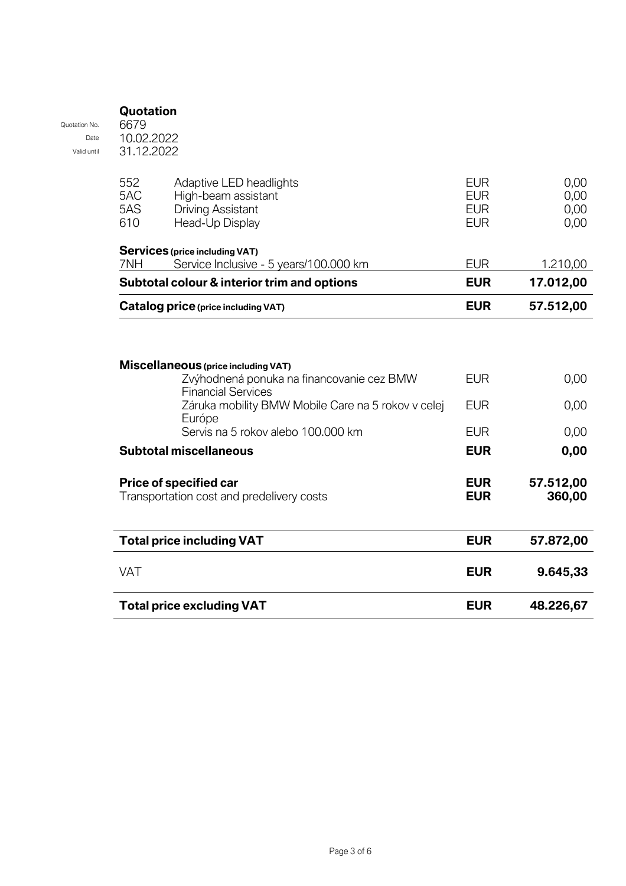## Quotation

| | |
|---|---|
| Quotation No. | 6679 |
| Date | 10.02.2022 |
| Valid until | 31.12.2022 |

| Code | Description | Currency | Amount |
|---|---|---|---|
| 552 | Adaptive LED headlights | EUR | 0,00 |
| 5AC | High-beam assistant | EUR | 0,00 |
| 5AS | Driving Assistant | EUR | 0,00 |
| 610 | Head-Up Display | EUR | 0,00 |
| **Services (price including VAT)** | | | |
| 7NH | Service Inclusive - 5 years/100.000 km | EUR | 1.210,00 |
| **Subtotal colour & interior trim and options** | | **EUR** | **17.012,00** |
| **Catalog price (price including VAT)** | | **EUR** | **57.512,00** |

| Description | Currency | Amount |
|---|---|---|
| **Miscellaneous (price including VAT)** | | |
| Zvýhodnená ponuka na financovanie cez BMW Financial Services | EUR | 0,00 |
| Záruka mobility BMW Mobile Care na 5 rokov v celej Európe | EUR | 0,00 |
| Servis na 5 rokov alebo 100.000 km | EUR | 0,00 |
| **Subtotal miscellaneous** | **EUR** | **0,00** |
| **Price of specified car** | **EUR** | **57.512,00** |
| Transportation cost and predelivery costs | **EUR** | **360,00** |
| **Total price including VAT** | **EUR** | **57.872,00** |
| VAT | **EUR** | **9.645,33** |
| **Total price excluding VAT** | **EUR** | **48.226,67** |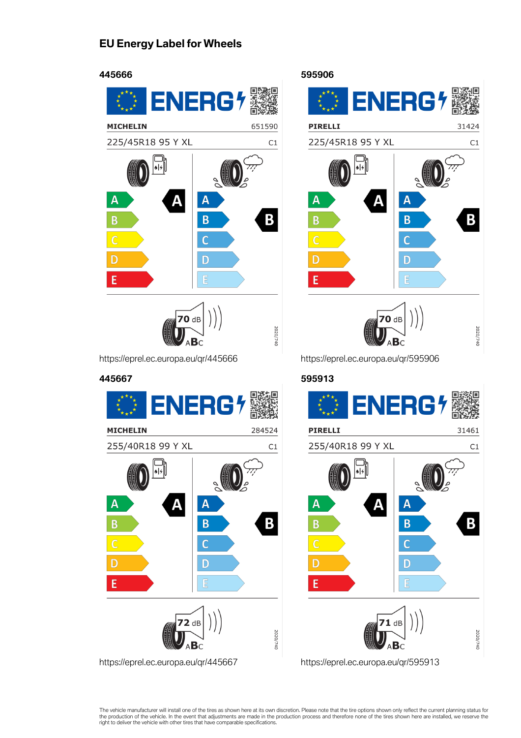## EU Energy Label for Wheels

### 445666

ENERG

MICHELIN 651590

225/45R18 95 Y XL C1

A B C D E — A

A B C D E — B

70 dB ABC

2020/740

https://eprel.ec.europa.eu/qr/445666

### 595906

ENERG

PIRELLI 31424

225/45R18 95 Y XL C1

A B C D E — A

A B C D E — B

70 dB ABC

2020/740

https://eprel.ec.europa.eu/qr/595906

### 445667

ENERG

MICHELIN 284524

255/40R18 99 Y XL C1

A B C D E — A

A B C D E — B

72 dB ABC

2020/740

https://eprel.ec.europa.eu/qr/445667

### 595913

ENERG

PIRELLI 31461

255/40R18 99 Y XL C1

A B C D E — A

A B C D E — B

71 dB ABC

2020/740

https://eprel.ec.europa.eu/qr/595913

The vehicle manufacturer will install one of the tires as shown here at its own discretion. Please note that the tire options shown only reflect the current planning status for the production of the vehicle. In the event that adjustments are made in the production process and therefore none of the tires shown here are installed, we reserve the right to deliver the vehicle with other tires that have comparable specifications.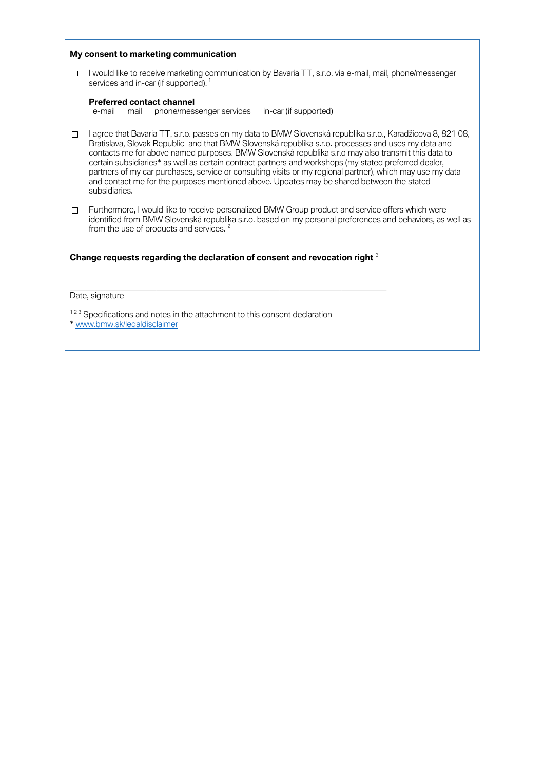**My consent to marketing communication**

☐ I would like to receive marketing communication by Bavaria TT, s.r.o. via e-mail, mail, phone/messenger services and in-car (if supported). [1]

**Preferred contact channel**
e-mail  mail  phone/messenger services  in-car (if supported)

☐ I agree that Bavaria TT, s.r.o. passes on my data to BMW Slovenská republika s.r.o., Karadžicova 8, 821 08, Bratislava, Slovak Republic and that BMW Slovenská republika s.r.o. processes and uses my data and contacts me for above named purposes. BMW Slovenská republika s.r.o may also transmit this data to certain subsidiaries* as well as certain contract partners and workshops (my stated preferred dealer, partners of my car purchases, service or consulting visits or my regional partner), which may use my data and contact me for the purposes mentioned above. Updates may be shared between the stated subsidiaries.

☐ Furthermore, I would like to receive personalized BMW Group product and service offers which were identified from BMW Slovenská republika s.r.o. based on my personal preferences and behaviors, as well as from the use of products and services. [2]

**Change requests regarding the declaration of consent and revocation right** [3]

\_\_\_\_\_\_\_\_\_\_\_\_\_\_\_\_\_\_\_\_\_\_\_\_\_\_\_\_\_\_\_\_\_\_\_\_\_\_\_\_\_\_\_\_\_\_\_\_\_\_\_\_\_\_\_\_\_\_\_\_

Date, signature

[1 2 3] Specifications and notes in the attachment to this consent declaration

* www.bmw.sk/legaldisclaimer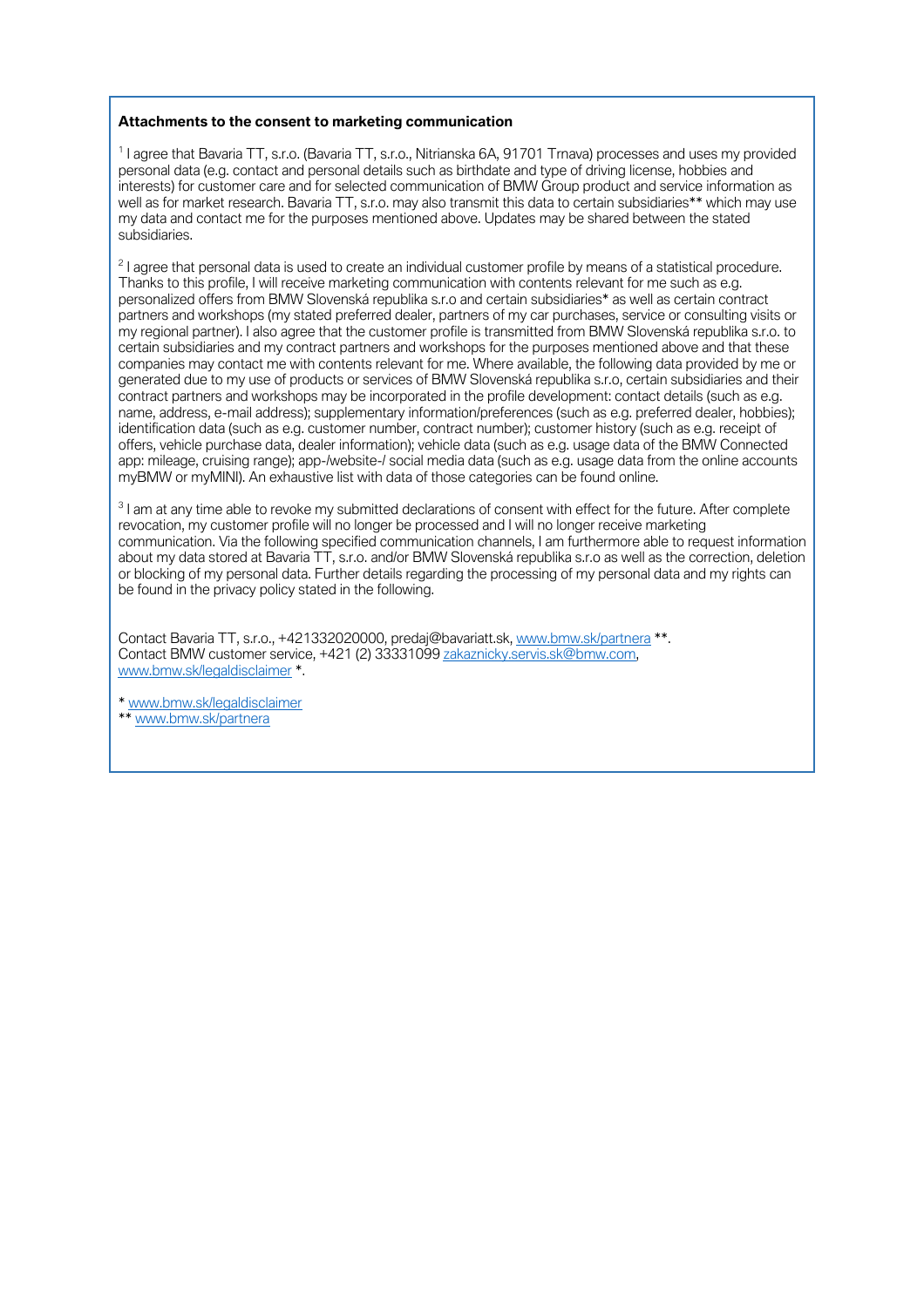**Attachments to the consent to marketing communication**

[1] I agree that Bavaria TT, s.r.o. (Bavaria TT, s.r.o., Nitrianska 6A, 91701 Trnava) processes and uses my provided personal data (e.g. contact and personal details such as birthdate and type of driving license, hobbies and interests) for customer care and for selected communication of BMW Group product and service information as well as for market research. Bavaria TT, s.r.o. may also transmit this data to certain subsidiaries** which may use my data and contact me for the purposes mentioned above. Updates may be shared between the stated subsidiaries.

[2] I agree that personal data is used to create an individual customer profile by means of a statistical procedure. Thanks to this profile, I will receive marketing communication with contents relevant for me such as e.g. personalized offers from BMW Slovenská republika s.r.o and certain subsidiaries* as well as certain contract partners and workshops (my stated preferred dealer, partners of my car purchases, service or consulting visits or my regional partner). I also agree that the customer profile is transmitted from BMW Slovenská republika s.r.o. to certain subsidiaries and my contract partners and workshops for the purposes mentioned above and that these companies may contact me with contents relevant for me. Where available, the following data provided by me or generated due to my use of products or services of BMW Slovenská republika s.r.o, certain subsidiaries and their contract partners and workshops may be incorporated in the profile development: contact details (such as e.g. name, address, e-mail address); supplementary information/preferences (such as e.g. preferred dealer, hobbies); identification data (such as e.g. customer number, contract number); customer history (such as e.g. receipt of offers, vehicle purchase data, dealer information); vehicle data (such as e.g. usage data of the BMW Connected app: mileage, cruising range); app-/website-/ social media data (such as e.g. usage data from the online accounts myBMW or myMINI). An exhaustive list with data of those categories can be found online.

[3] I am at any time able to revoke my submitted declarations of consent with effect for the future. After complete revocation, my customer profile will no longer be processed and I will no longer receive marketing communication. Via the following specified communication channels, I am furthermore able to request information about my data stored at Bavaria TT, s.r.o. and/or BMW Slovenská republika s.r.o as well as the correction, deletion or blocking of my personal data. Further details regarding the processing of my personal data and my rights can be found in the privacy policy stated in the following.

Contact Bavaria TT, s.r.o., +421332020000, predaj@bavariatt.sk, www.bmw.sk/partnera **.
Contact BMW customer service, +421 (2) 33331099 zakaznicky.servis.sk@bmw.com, www.bmw.sk/legaldisclaimer *.

* www.bmw.sk/legaldisclaimer
** www.bmw.sk/partnera